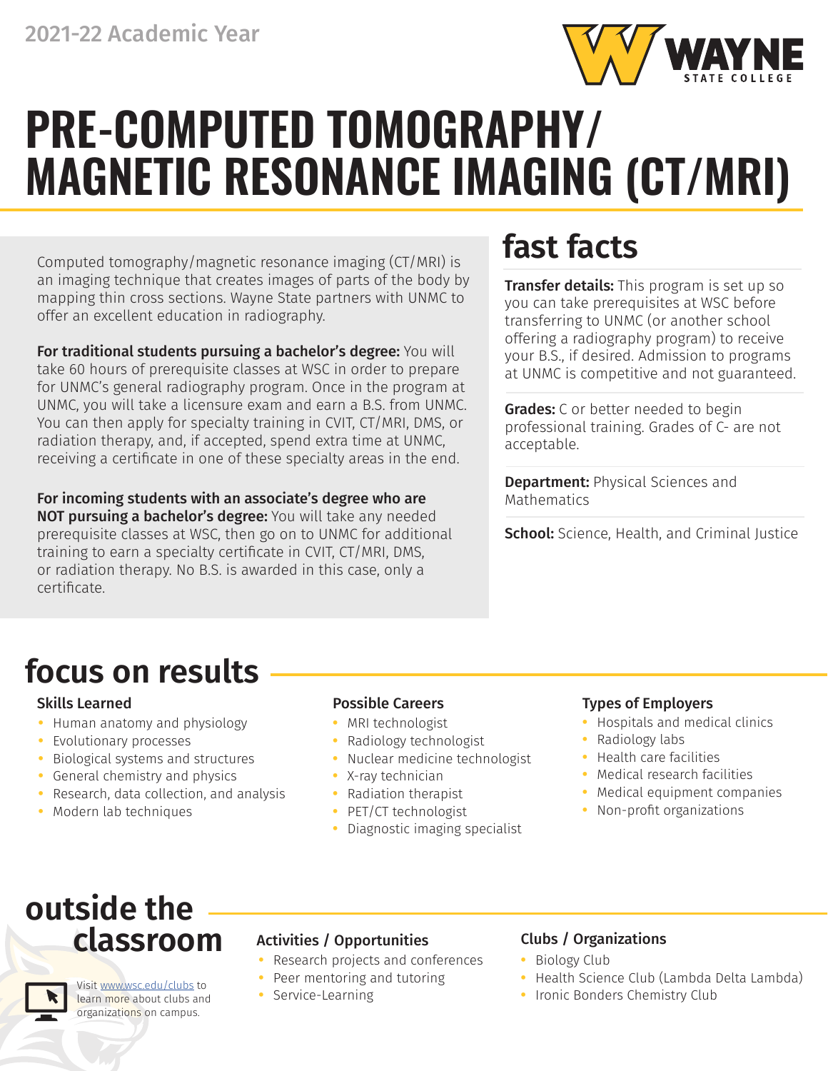2021-22 Academic Year

# PRE-COMPUTED TOMOGRAPHY/ MAGNETIC RESONANCE IMAGING (CT/MRI)

Computed tomography/magnetic resonance imaging (CT/MRI) is an imaging technique that creates images of parts of the body by mapping thin cross sections. Wayne State partners with UNMC to offer an excellent education in radiography.

**For traditional students pursuing a bachelor's degree:** You will take 60 hours of prerequisite classes at WSC in order to prepare for UNMC's general radiography program. Once in the program at UNMC, you will take a licensure exam and earn a B.S. from UNMC. You can then apply for specialty training in CVIT, CT/MRI, DMS, or radiation therapy, and, if accepted, spend extra time at UNMC, receiving a certificate in one of these specialty areas in the end.

**For incoming students with an associate's degree who are NOT pursuing a bachelor's degree:** You will take any needed prerequisite classes at WSC, then go on to UNMC for additional training to earn a specialty certificate in CVIT, CT/MRI, DMS, or radiation therapy. No B.S. is awarded in this case, only a certificate.

## fast facts

**Transfer details:** This program is set up so you can take prerequisites at WSC before transferring to UNMC (or another school offering a radiography program) to receive your B.S., if desired. Admission to programs at UNMC is competitive and not guaranteed.

**Grades:** C or better needed to begin professional training. Grades of C- are not acceptable.

**Department:** Physical Sciences and Mathematics

**School:** Science, Health, and Criminal Justice

## focus on results

### Skills Learned

- Human anatomy and physiology
- Evolutionary processes
- Biological systems and structures
- General chemistry and physics
- Research, data collection, and analysis
- Modern lab techniques

### Possible Careers

- MRI technologist
- Radiology technologist
- Nuclear medicine technologist
- X-ray technician
- Radiation therapist
- PET/CT technologist
- Diagnostic imaging specialist

### Types of Employers

- Hospitals and medical clinics
- Radiology labs
- Health care facilities
- Medical research facilities
- Medical equipment companies
- Non-profit organizations

## outside the classroom

Visit www.wsc.edu/clubs to learn more about clubs and organizations on campus.

### Activities / Opportunities

- Research projects and conferences
- Peer mentoring and tutoring
- Service-Learning

### Clubs / Organizations

- Biology Club
- Health Science Club (Lambda Delta Lambda)
- Ironic Bonders Chemistry Club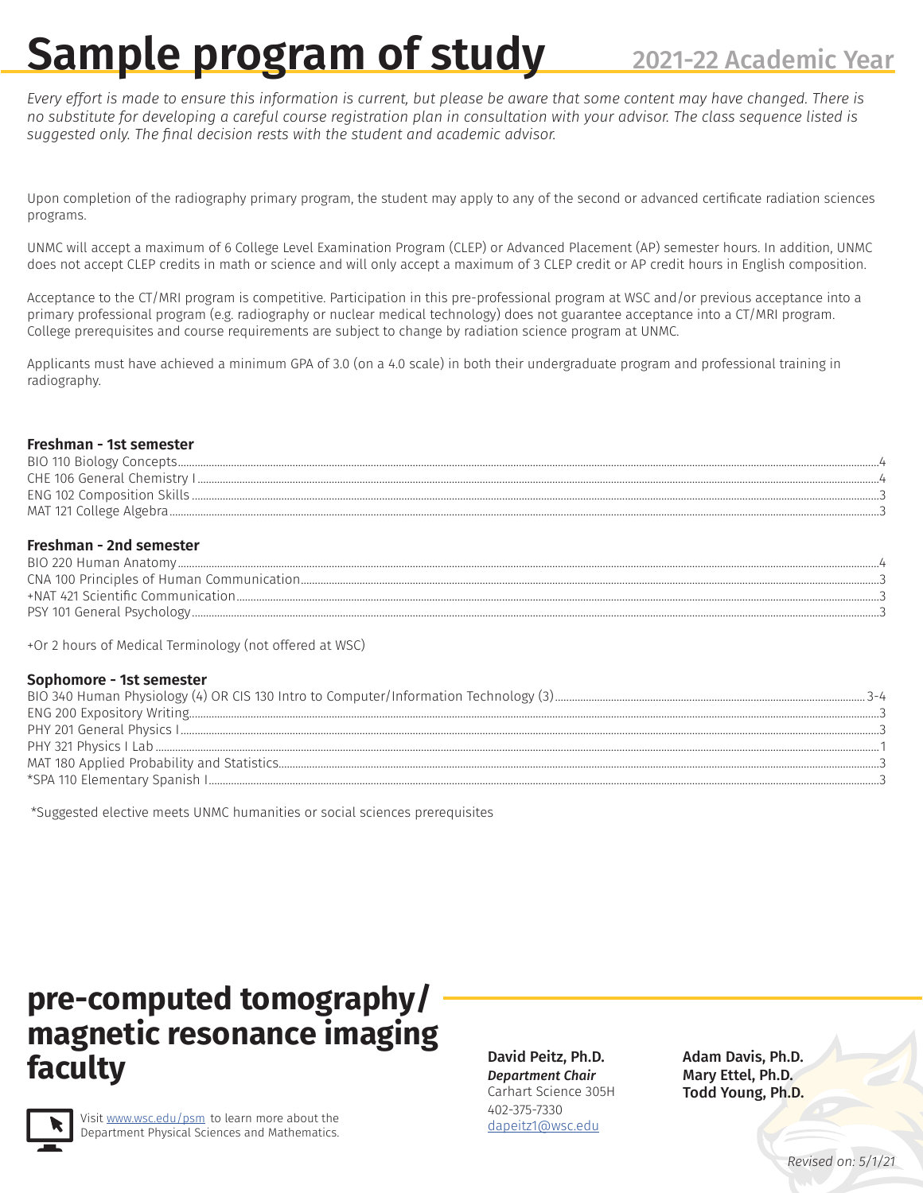# Sample program of study

## 2021-22 Academic Year

*Every effort is made to ensure this information is current, but please be aware that some content may have changed. There is no substitute for developing a careful course registration plan in consultation with your advisor. The class sequence listed is suggested only. The final decision rests with the student and academic advisor.*

Upon completion of the radiography primary program, the student may apply to any of the second or advanced certificate radiation sciences programs.

UNMC will accept a maximum of 6 College Level Examination Program (CLEP) or Advanced Placement (AP) semester hours. In addition, UNMC does not accept CLEP credits in math or science and will only accept a maximum of 3 CLEP credit or AP credit hours in English composition.

Acceptance to the CT/MRI program is competitive. Participation in this pre-professional program at WSC and/or previous acceptance into a primary professional program (e.g. radiography or nuclear medical technology) does not guarantee acceptance into a CT/MRI program. College prerequisites and course requirements are subject to change by radiation science program at UNMC.

Applicants must have achieved a minimum GPA of 3.0 (on a 4.0 scale) in both their undergraduate program and professional training in radiography.

**Freshman - 1st semester**

BIO 110 Biology Concepts....4
CHE 106 General Chemistry I....4
ENG 102 Composition Skills....3
MAT 121 College Algebra....3

**Freshman - 2nd semester**

BIO 220 Human Anatomy....4
CNA 100 Principles of Human Communication....3
+NAT 421 Scientific Communication....3
PSY 101 General Psychology....3

+Or 2 hours of Medical Terminology (not offered at WSC)

**Sophomore - 1st semester**

BIO 340 Human Physiology (4) OR CIS 130 Intro to Computer/Information Technology (3)....3-4
ENG 200 Expository Writing....3
PHY 201 General Physics I....3
PHY 321 Physics I Lab....1
MAT 180 Applied Probability and Statistics....3
*SPA 110 Elementary Spanish I....3

*Suggested elective meets UNMC humanities or social sciences prerequisites

# pre-computed tomography/ magnetic resonance imaging faculty

Visit www.wsc.edu/psm to learn more about the Department Physical Sciences and Mathematics.

**David Peitz, Ph.D.**
***Department Chair***
Carhart Science 305H
402-375-7330
dapeitz1@wsc.edu

**Adam Davis, Ph.D.**
**Mary Ettel, Ph.D.**
**Todd Young, Ph.D.**

*Revised on: 5/1/21*